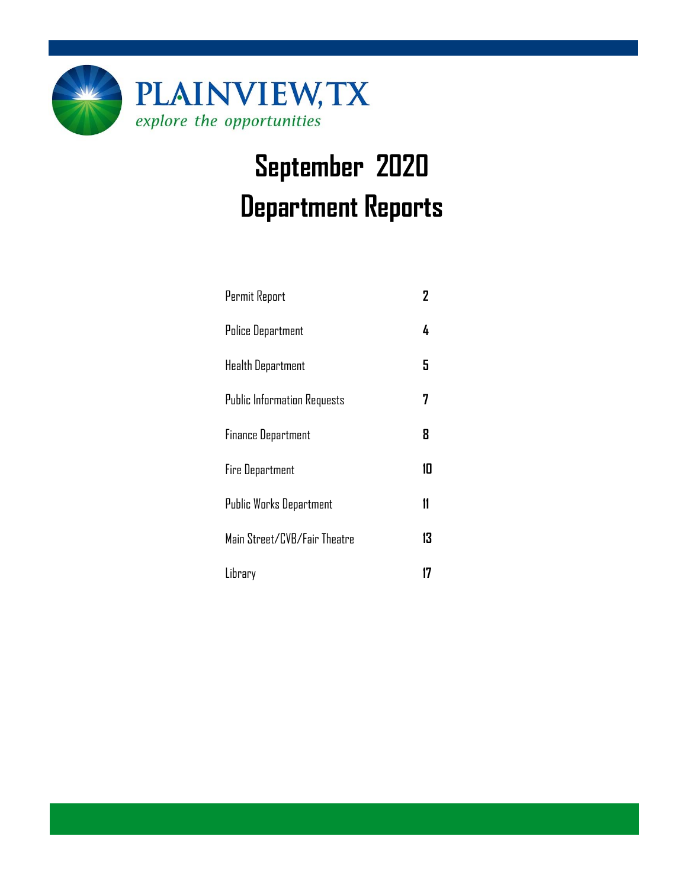**PLAINVIEW, TX**

*explore the opportunities*

# September 2020 Department Reports

| | |
|---|---|
| Permit Report | 2 |
| Police Department | 4 |
| Health Department | 5 |
| Public Information Requests | 7 |
| Finance Department | 8 |
| Fire Department | 10 |
| Public Works Department | 11 |
| Main Street/CVB/Fair Theatre | 13 |
| Library | 17 |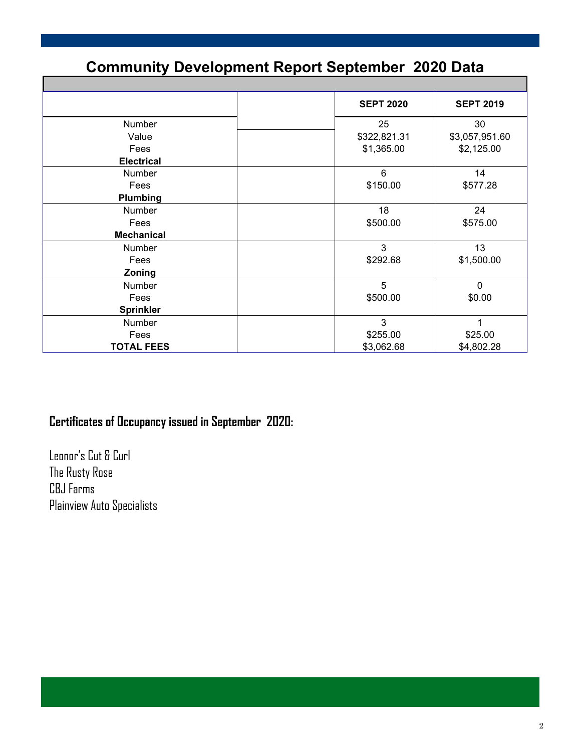# Community Development Report September 2020 Data

| | | SEPT 2020 | SEPT 2019 |
|---|---|---|---|
| Number<br>Value<br>Fees<br>**Electrical** | | 25<br>$322,821.31<br>$1,365.00 | 30<br>$3,057,951.60<br>$2,125.00 |
| Number<br>Fees<br>**Plumbing** | | 6<br>$150.00 | 14<br>$577.28 |
| Number<br>Fees<br>**Mechanical** | | 18<br>$500.00 | 24<br>$575.00 |
| Number<br>Fees<br>**Zoning** | | 3<br>$292.68 | 13<br>$1,500.00 |
| Number<br>Fees<br>**Sprinkler** | | 5<br>$500.00 | 0<br>$0.00 |
| Number<br>Fees<br>**TOTAL FEES** | | 3<br>$255.00<br>$3,062.68 | 1<br>$25.00<br>$4,802.28 |

**Certificates of Occupancy issued in September 2020:**

Leonor's Cut & Curl
The Rusty Rose
CBJ Farms
Plainview Auto Specialists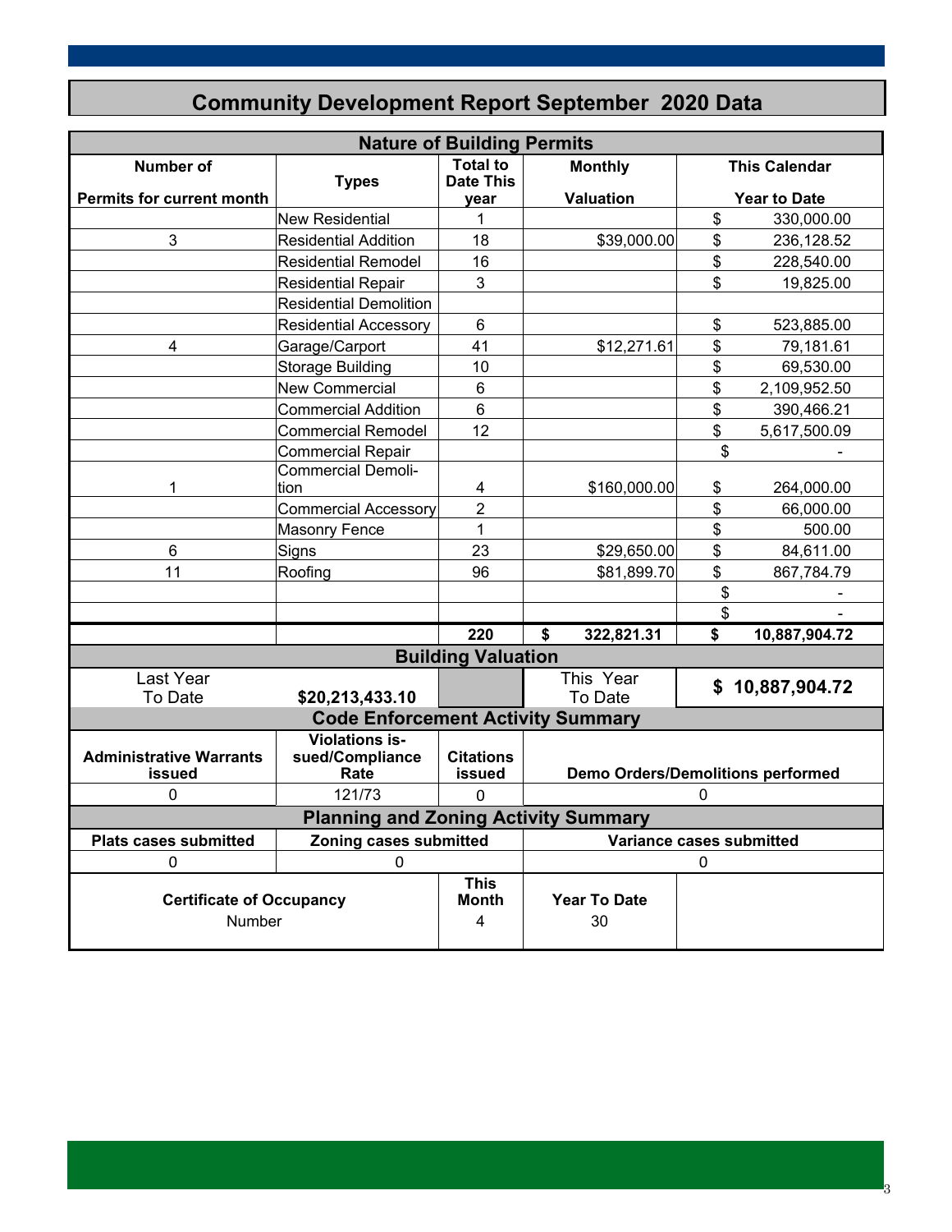# Community Development Report September 2020 Data

## Nature of Building Permits

| Number of Permits for current month | Types | Total to Date This year | Monthly Valuation | This Calendar Year to Date |
|---|---|---|---|---|
| | New Residential | 1 | | $ 330,000.00 |
| 3 | Residential Addition | 18 | $39,000.00 | $ 236,128.52 |
| | Residential Remodel | 16 | | $ 228,540.00 |
| | Residential Repair | 3 | | $ 19,825.00 |
| | Residential Demolition | | | |
| | Residential Accessory | 6 | | $ 523,885.00 |
| 4 | Garage/Carport | 41 | $12,271.61 | $ 79,181.61 |
| | Storage Building | 10 | | $ 69,530.00 |
| | New Commercial | 6 | | $ 2,109,952.50 |
| | Commercial Addition | 6 | | $ 390,466.21 |
| | Commercial Remodel | 12 | | $ 5,617,500.09 |
| | Commercial Repair | | | $ - |
| 1 | Commercial Demolition | 4 | $160,000.00 | $ 264,000.00 |
| | Commercial Accessory | 2 | | $ 66,000.00 |
| | Masonry Fence | 1 | | $ 500.00 |
| 6 | Signs | 23 | $29,650.00 | $ 84,611.00 |
| 11 | Roofing | 96 | $81,899.70 | $ 867,784.79 |
| | | | | $ - |
| | | | | $ - |
| | | **220** | **$ 322,821.31** | **$ 10,887,904.72** |

## Building Valuation

| Last Year To Date | | | This Year To Date | |
|---|---|---|---|---|
| Last Year To Date | **$20,213,433.10** | | This Year To Date | **$ 10,887,904.72** |

## Code Enforcement Activity Summary

| Administrative Warrants issued | Violations issued/Compliance Rate | Citations issued | Demo Orders/Demolitions performed |
|---|---|---|---|
| 0 | 121/73 | 0 | 0 |

## Planning and Zoning Activity Summary

| Plats cases submitted | Zoning cases submitted | Variance cases submitted |
|---|---|---|
| 0 | 0 | 0 |

| Certificate of Occupancy | This Month | Year To Date |
|---|---|---|
| Number | 4 | 30 |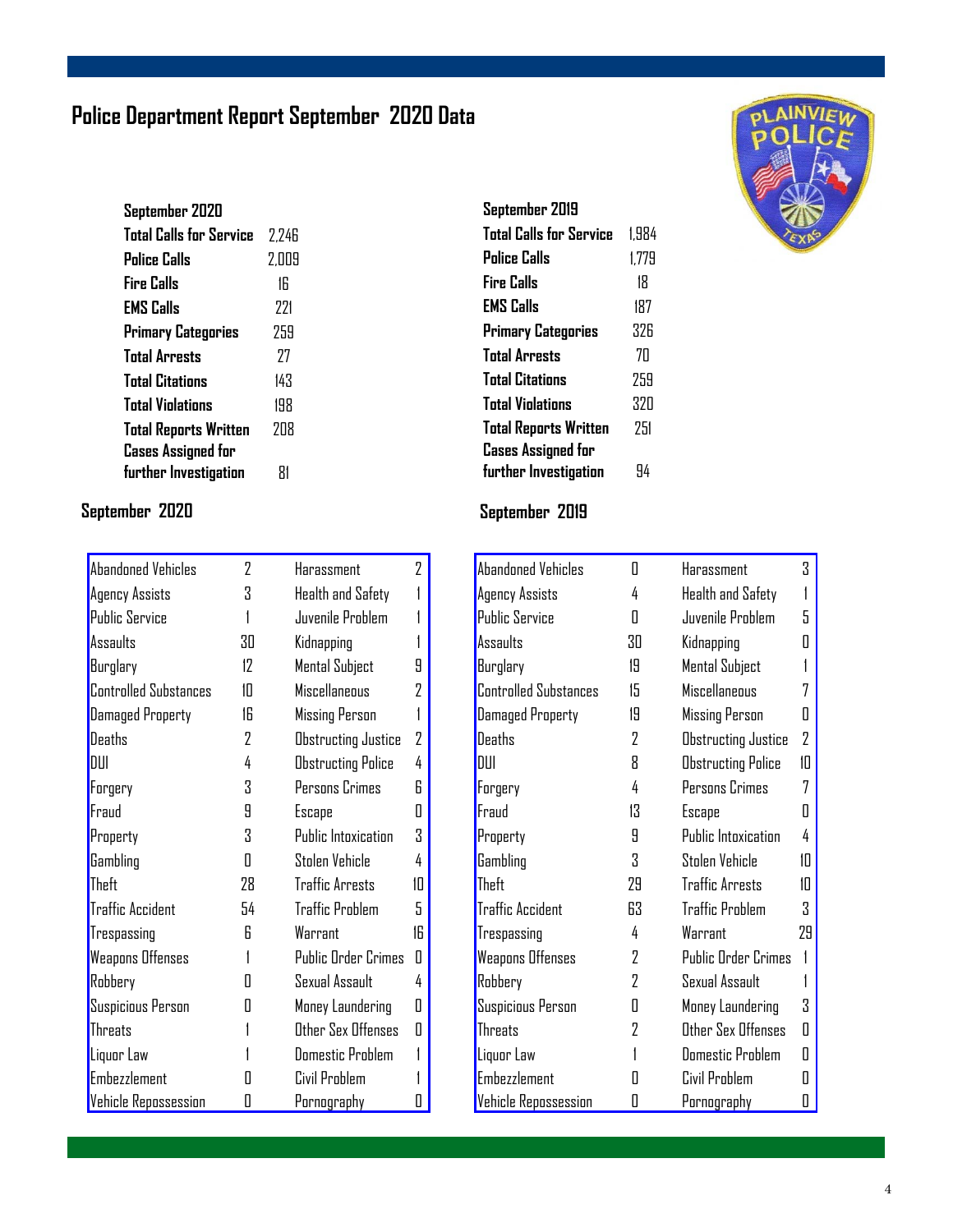# Police Department Report September 2020 Data

| September 2020 | |
|---|---|
| Total Calls for Service | 2,246 |
| Police Calls | 2,009 |
| Fire Calls | 16 |
| EMS Calls | 221 |
| Primary Categories | 259 |
| Total Arrests | 27 |
| Total Citations | 143 |
| Total Violations | 198 |
| Total Reports Written | 208 |
| Cases Assigned for further Investigation | 81 |

| September 2019 | |
|---|---|
| Total Calls for Service | 1,984 |
| Police Calls | 1,779 |
| Fire Calls | 18 |
| EMS Calls | 187 |
| Primary Categories | 326 |
| Total Arrests | 70 |
| Total Citations | 259 |
| Total Violations | 320 |
| Total Reports Written | 251 |
| Cases Assigned for further Investigation | 94 |

## September 2020

| Category | Count | Category | Count |
|---|---|---|---|
| Abandoned Vehicles | 2 | Harassment | 2 |
| Agency Assists | 3 | Health and Safety | 1 |
| Public Service | 1 | Juvenile Problem | 1 |
| Assaults | 30 | Kidnapping | 1 |
| Burglary | 12 | Mental Subject | 9 |
| Controlled Substances | 10 | Miscellaneous | 2 |
| Damaged Property | 16 | Missing Person | 1 |
| Deaths | 2 | Obstructing Justice | 2 |
| DUI | 4 | Obstructing Police | 4 |
| Forgery | 3 | Persons Crimes | 6 |
| Fraud | 9 | Escape | 0 |
| Property | 3 | Public Intoxication | 3 |
| Gambling | 0 | Stolen Vehicle | 4 |
| Theft | 28 | Traffic Arrests | 10 |
| Traffic Accident | 54 | Traffic Problem | 5 |
| Trespassing | 6 | Warrant | 16 |
| Weapons Offenses | 1 | Public Order Crimes | 0 |
| Robbery | 0 | Sexual Assault | 4 |
| Suspicious Person | 0 | Money Laundering | 0 |
| Threats | 1 | Other Sex Offenses | 0 |
| Liquor Law | 1 | Domestic Problem | 1 |
| Embezzlement | 0 | Civil Problem | 1 |
| Vehicle Repossession | 0 | Pornography | 0 |

## September 2019

| Category | Count | Category | Count |
|---|---|---|---|
| Abandoned Vehicles | 0 | Harassment | 3 |
| Agency Assists | 4 | Health and Safety | 1 |
| Public Service | 0 | Juvenile Problem | 5 |
| Assaults | 30 | Kidnapping | 0 |
| Burglary | 19 | Mental Subject | 1 |
| Controlled Substances | 15 | Miscellaneous | 7 |
| Damaged Property | 19 | Missing Person | 0 |
| Deaths | 2 | Obstructing Justice | 2 |
| DUI | 8 | Obstructing Police | 10 |
| Forgery | 4 | Persons Crimes | 7 |
| Fraud | 13 | Escape | 0 |
| Property | 9 | Public Intoxication | 4 |
| Gambling | 3 | Stolen Vehicle | 10 |
| Theft | 29 | Traffic Arrests | 10 |
| Traffic Accident | 63 | Traffic Problem | 3 |
| Trespassing | 4 | Warrant | 29 |
| Weapons Offenses | 2 | Public Order Crimes | 1 |
| Robbery | 2 | Sexual Assault | 1 |
| Suspicious Person | 0 | Money Laundering | 3 |
| Threats | 2 | Other Sex Offenses | 0 |
| Liquor Law | 1 | Domestic Problem | 0 |
| Embezzlement | 0 | Civil Problem | 0 |
| Vehicle Repossession | 0 | Pornography | 0 |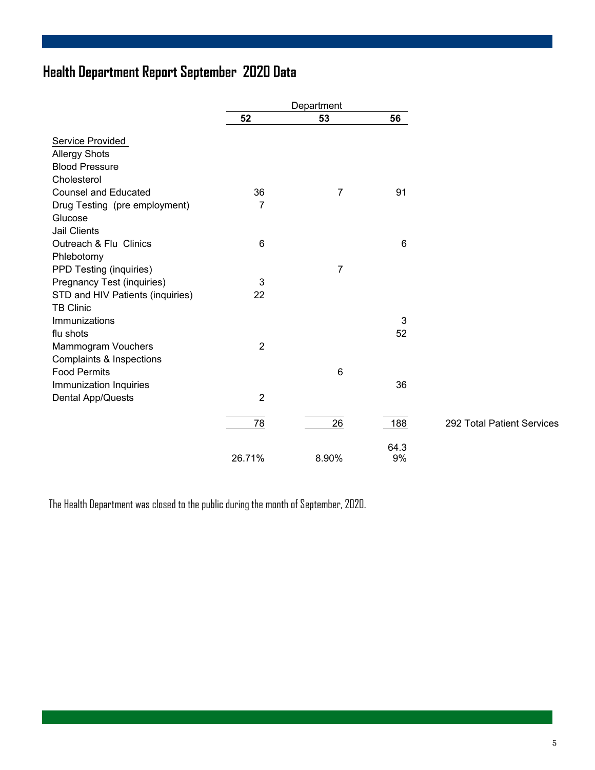## Health Department Report September 2020 Data

| Service Provided | Department 52 | 53 | 56 | |
|---|---|---|---|---|
| Allergy Shots | | | | |
| Blood Pressure | | | | |
| Cholesterol | | | | |
| Counsel and Educated | 36 | 7 | 91 | |
| Drug Testing (pre employment) | 7 | | | |
| Glucose | | | | |
| Jail Clients | | | | |
| Outreach & Flu Clinics | 6 | | 6 | |
| Phlebotomy | | | | |
| PPD Testing (inquiries) | | 7 | | |
| Pregnancy Test (inquiries) | 3 | | | |
| STD and HIV Patients (inquiries) | 22 | | | |
| TB Clinic | | | | |
| Immunizations | | | 3 | |
| flu shots | | | 52 | |
| Mammogram Vouchers | 2 | | | |
| Complaints & Inspections | | | | |
| Food Permits | | 6 | | |
| Immunization Inquiries | | | 36 | |
| Dental App/Quests | 2 | | | |
| | 78 | 26 | 188 | 292 Total Patient Services |
| | 26.71% | 8.90% | 64.39% | |

The Health Department was closed to the public during the month of September, 2020.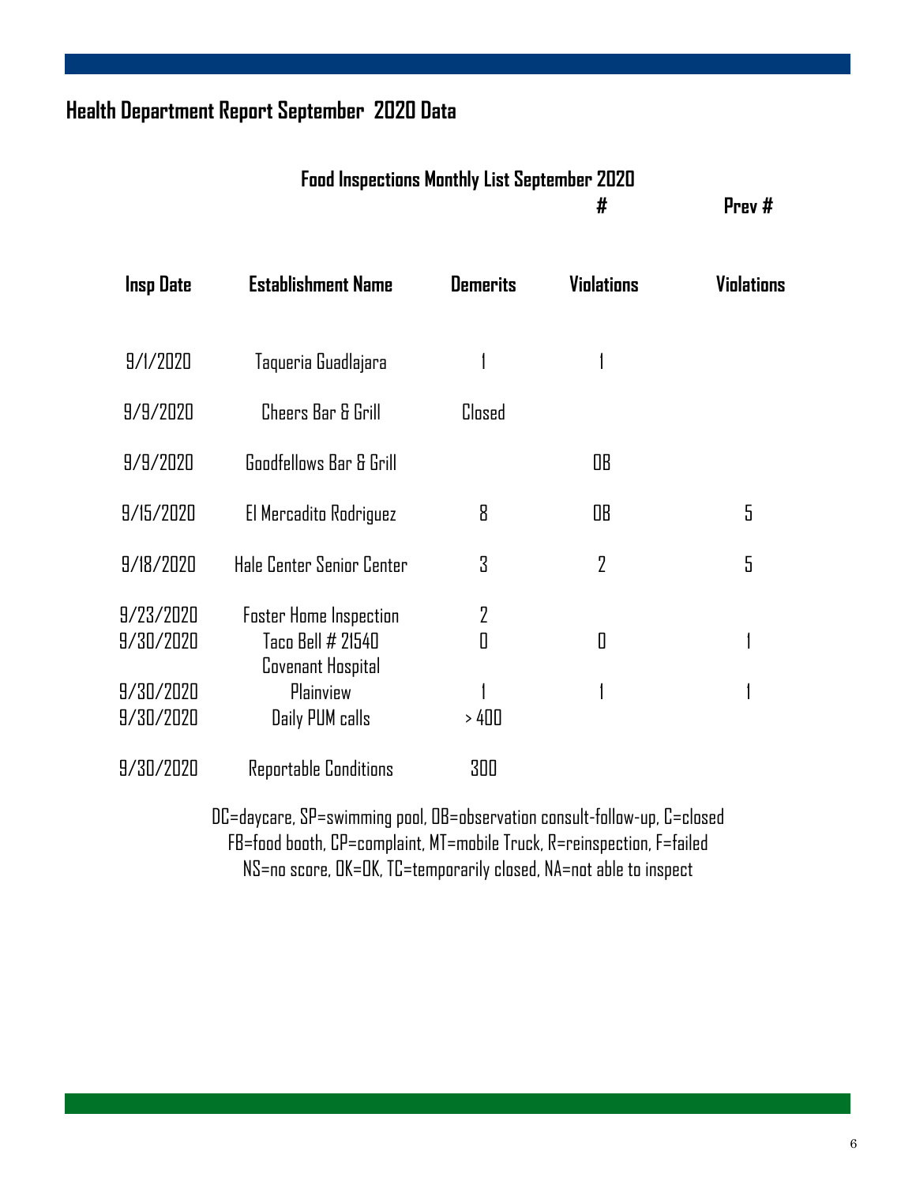## Health Department Report September 2020 Data

### Food Inspections Monthly List September 2020

| Insp Date | Establishment Name | Demerits | # Violations | Prev # Violations |
|---|---|---|---|---|
| 9/1/2020 | Taqueria Guadlajara | 1 | 1 | |
| 9/9/2020 | Cheers Bar & Grill | Closed | | |
| 9/9/2020 | Goodfellows Bar & Grill | | OB | |
| 9/15/2020 | El Mercadito Rodriguez | 8 | OB | 5 |
| 9/18/2020 | Hale Center Senior Center | 3 | 2 | 5 |
| 9/23/2020 | Foster Home Inspection | 2 | | |
| 9/30/2020 | Taco Bell # 21540 | 0 | 0 | 1 |
| 9/30/2020 | Covenant Hospital Plainview | 1 | 1 | 1 |
| 9/30/2020 | Daily PUM calls | > 400 | | |
| 9/30/2020 | Reportable Conditions | 300 | | |

DC=daycare, SP=swimming pool, OB=observation consult-follow-up, C=closed
FB=food booth, CP=complaint, MT=mobile Truck, R=reinspection, F=failed
NS=no score, OK=OK, TC=temporarily closed, NA=not able to inspect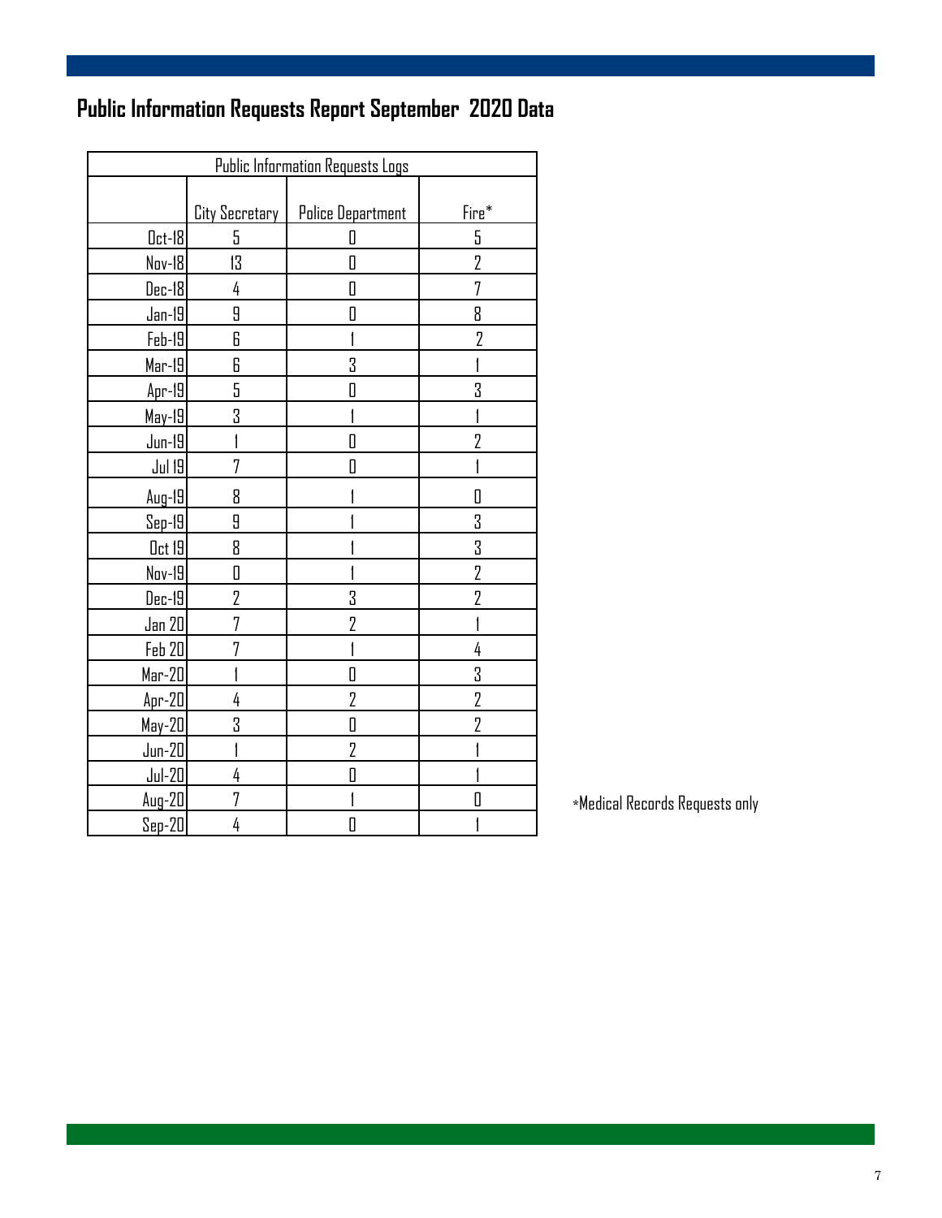# Public Information Requests Report September 2020 Data

| Public Information Requests Logs | | | |
|---|---|---|---|
| | City Secretary | Police Department | Fire* |
| Oct-18 | 5 | 0 | 5 |
| Nov-18 | 13 | 0 | 2 |
| Dec-18 | 4 | 0 | 7 |
| Jan-19 | 9 | 0 | 8 |
| Feb-19 | 6 | 1 | 2 |
| Mar-19 | 6 | 3 | 1 |
| Apr-19 | 5 | 0 | 3 |
| May-19 | 3 | 1 | 1 |
| Jun-19 | 1 | 0 | 2 |
| Jul 19 | 7 | 0 | 1 |
| Aug-19 | 8 | 1 | 0 |
| Sep-19 | 9 | 1 | 3 |
| Oct 19 | 8 | 1 | 3 |
| Nov-19 | 0 | 1 | 2 |
| Dec-19 | 2 | 3 | 2 |
| Jan 20 | 7 | 2 | 1 |
| Feb 20 | 7 | 1 | 4 |
| Mar-20 | 1 | 0 | 3 |
| Apr-20 | 4 | 2 | 2 |
| May-20 | 3 | 0 | 2 |
| Jun-20 | 1 | 2 | 1 |
| Jul-20 | 4 | 0 | 1 |
| Aug-20 | 7 | 1 | 0 |
| Sep-20 | 4 | 0 | 1 |

*Medical Records Requests only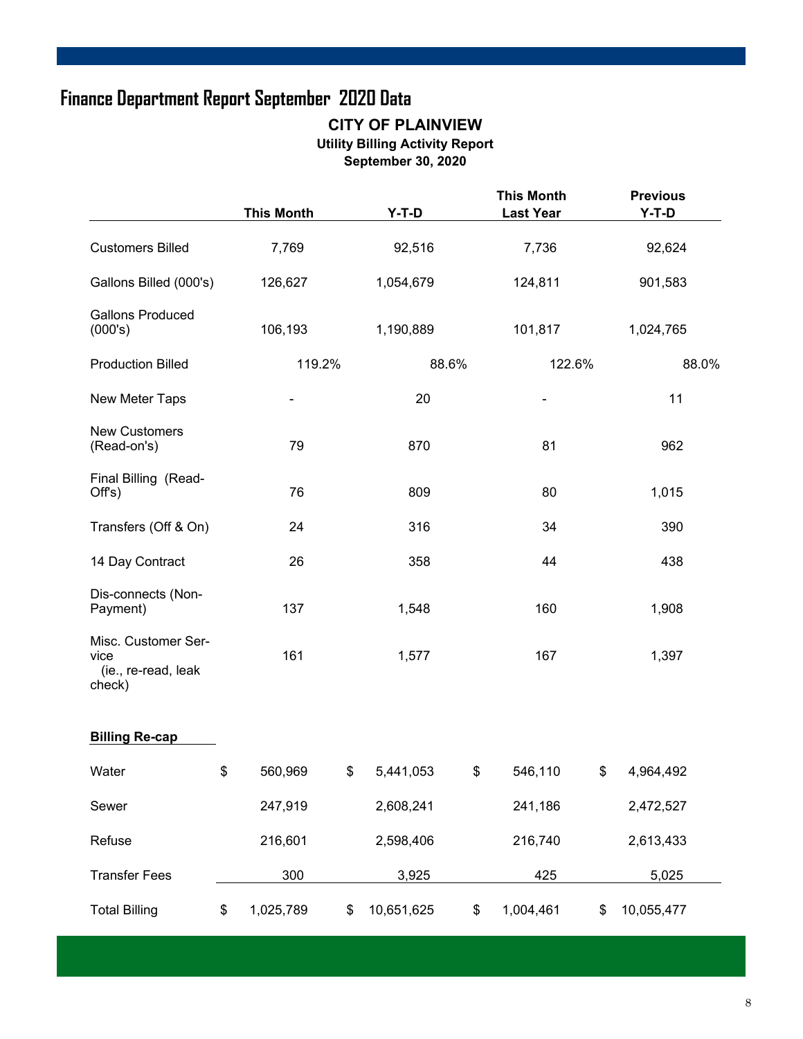# Finance Department Report September 2020 Data

## CITY OF PLAINVIEW

**Utility Billing Activity Report**

**September 30, 2020**

| | This Month | Y-T-D | This Month Last Year | Previous Y-T-D |
|---|---|---|---|---|
| Customers Billed | 7,769 | 92,516 | 7,736 | 92,624 |
| Gallons Billed (000's) | 126,627 | 1,054,679 | 124,811 | 901,583 |
| Gallons Produced (000's) | 106,193 | 1,190,889 | 101,817 | 1,024,765 |
| Production Billed | 119.2% | 88.6% | 122.6% | 88.0% |
| New Meter Taps | - | 20 | - | 11 |
| New Customers (Read-on's) | 79 | 870 | 81 | 962 |
| Final Billing (Read-Off's) | 76 | 809 | 80 | 1,015 |
| Transfers (Off & On) | 24 | 316 | 34 | 390 |
| 14 Day Contract | 26 | 358 | 44 | 438 |
| Dis-connects (Non-Payment) | 137 | 1,548 | 160 | 1,908 |
| Misc. Customer Service (ie., re-read, leak check) | 161 | 1,577 | 167 | 1,397 |
| **Billing Re-cap** | | | | |
| Water | $ 560,969 | $ 5,441,053 | $ 546,110 | $ 4,964,492 |
| Sewer | 247,919 | 2,608,241 | 241,186 | 2,472,527 |
| Refuse | 216,601 | 2,598,406 | 216,740 | 2,613,433 |
| Transfer Fees | 300 | 3,925 | 425 | 5,025 |
| Total Billing | $ 1,025,789 | $ 10,651,625 | $ 1,004,461 | $ 10,055,477 |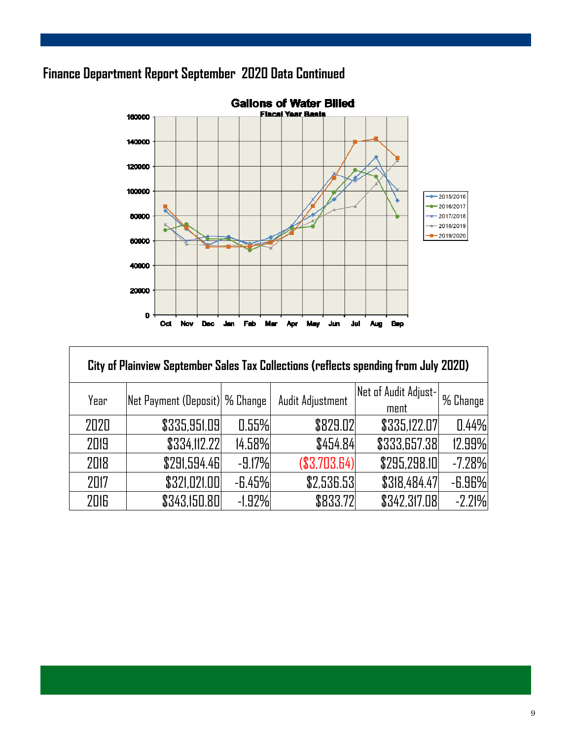## Finance Department Report September 2020 Data Continued

**Gallons of Water Billed**
Fiscal Year Basis

| City of Plainview September Sales Tax Collections (reflects spending from July 2020) | | | | | |
|---|---|---|---|---|---|
| Year | Net Payment (Deposit) | % Change | Audit Adjustment | Net of Audit Adjustment | % Change |
| 2020 | $335,951.09 | 0.55% | $829.02 | $335,122.07 | 0.44% |
| 2019 | $334,112.22 | 14.58% | $454.84 | $333,657.38 | 12.99% |
| 2018 | $291,594.46 | -9.17% | ($3,703.64) | $295,298.10 | -7.28% |
| 2017 | $321,021.00 | -6.45% | $2,536.53 | $318,484.47 | -6.96% |
| 2016 | $343,150.80 | -1.92% | $833.72 | $342,317.08 | -2.21% |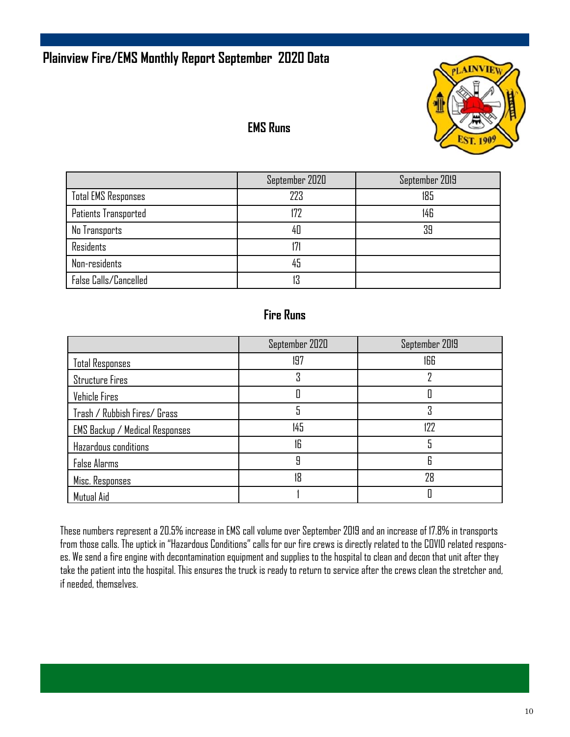# Plainview Fire/EMS Monthly Report September 2020 Data

## EMS Runs

| | September 2020 | September 2019 |
|---|---|---|
| Total EMS Responses | 223 | 185 |
| Patients Transported | 172 | 146 |
| No Transports | 40 | 39 |
| Residents | 171 | |
| Non-residents | 45 | |
| False Calls/Cancelled | 13 | |

## Fire Runs

| | September 2020 | September 2019 |
|---|---|---|
| Total Responses | 197 | 166 |
| Structure Fires | 3 | 2 |
| Vehicle Fires | 0 | 0 |
| Trash / Rubbish Fires/ Grass | 5 | 3 |
| EMS Backup / Medical Responses | 145 | 122 |
| Hazardous conditions | 16 | 5 |
| False Alarms | 9 | 6 |
| Misc. Responses | 18 | 28 |
| Mutual Aid | 1 | 0 |

These numbers represent a 20.5% increase in EMS call volume over September 2019 and an increase of 17.8% in transports from those calls. The uptick in "Hazardous Conditions" calls for our fire crews is directly related to the COVID related responses. We send a fire engine with decontamination equipment and supplies to the hospital to clean and decon that unit after they take the patient into the hospital. This ensures the truck is ready to return to service after the crews clean the stretcher and, if needed, themselves.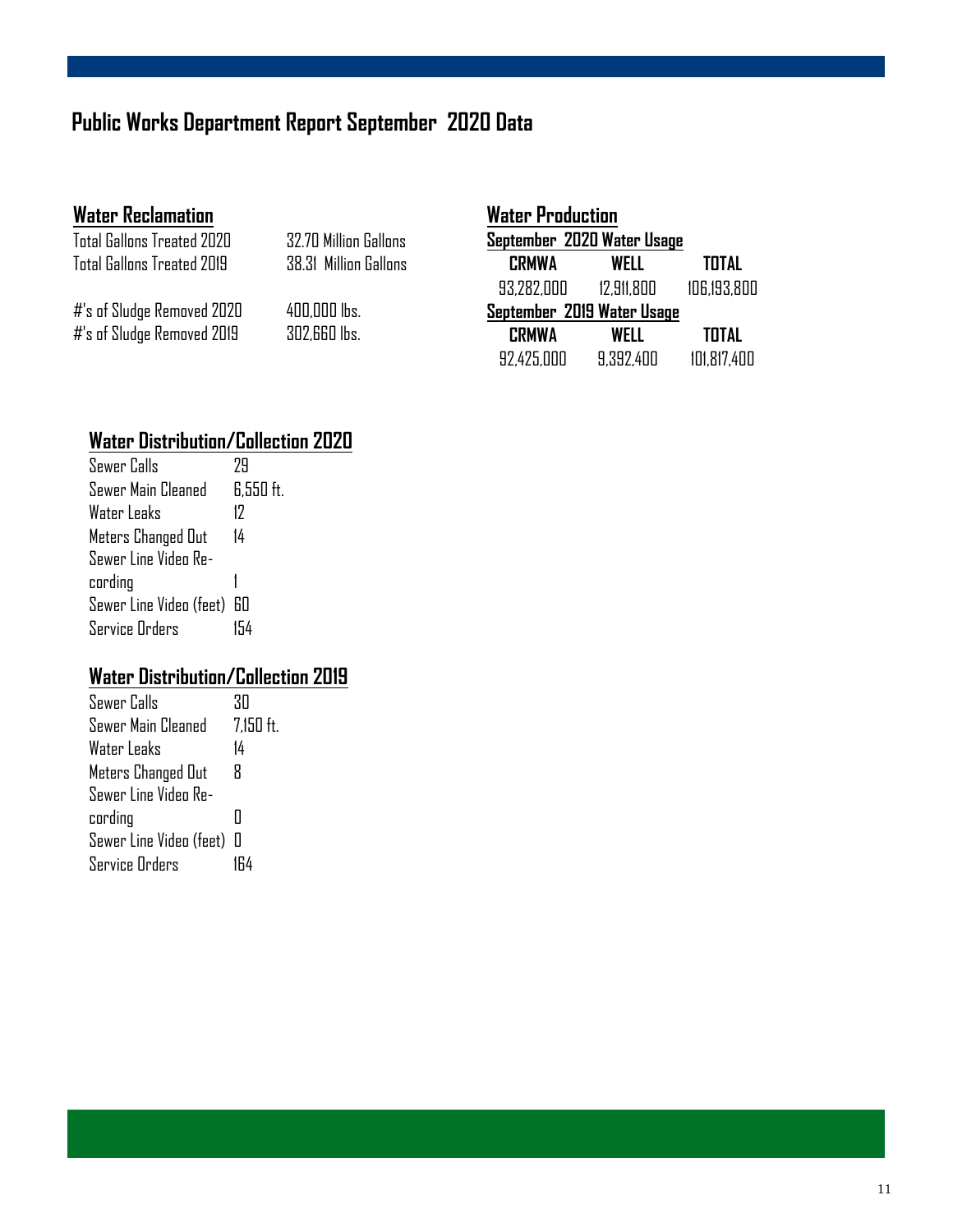# Public Works Department Report September 2020 Data

## Water Reclamation

| | |
|---|---|
| Total Gallons Treated 2020 | 32.70 Million Gallons |
| Total Gallons Treated 2019 | 38.31 Million Gallons |
| #'s of Sludge Removed 2020 | 400,000 lbs. |
| #'s of Sludge Removed 2019 | 302,660 lbs. |

## Water Production

**September 2020 Water Usage**

| CRMWA | WELL | TOTAL |
|---|---|---|
| 93,282,000 | 12,911,800 | 106,193,800 |

**September 2019 Water Usage**

| CRMWA | WELL | TOTAL |
|---|---|---|
| 92,425,000 | 9,392,400 | 101,817,400 |

## Water Distribution/Collection 2020

| | |
|---|---|
| Sewer Calls | 29 |
| Sewer Main Cleaned | 6,550 ft. |
| Water Leaks | 12 |
| Meters Changed Out | 14 |
| Sewer Line Video Recording | 1 |
| Sewer Line Video (feet) | 60 |
| Service Orders | 154 |

## Water Distribution/Collection 2019

| | |
|---|---|
| Sewer Calls | 30 |
| Sewer Main Cleaned | 7,150 ft. |
| Water Leaks | 14 |
| Meters Changed Out | 8 |
| Sewer Line Video Recording | 0 |
| Sewer Line Video (feet) | 0 |
| Service Orders | 164 |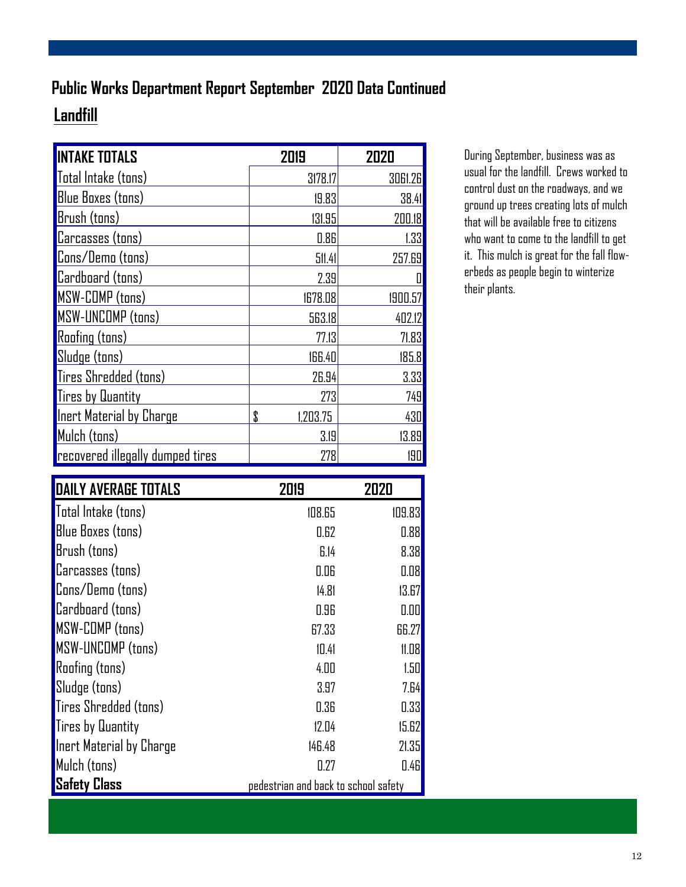## Public Works Department Report September 2020 Data Continued

### Landfill

| INTAKE TOTALS | 2019 | 2020 |
|---|---|---|
| Total Intake (tons) | 3178.17 | 3061.26 |
| Blue Boxes (tons) | 19.83 | 38.41 |
| Brush (tons) | 131.95 | 200.18 |
| Carcasses (tons) | 0.86 | 1.33 |
| Cons/Demo (tons) | 511.41 | 257.69 |
| Cardboard (tons) | 2.39 | 0 |
| MSW-COMP (tons) | 1678.08 | 1900.57 |
| MSW-UNCOMP (tons) | 563.18 | 402.12 |
| Roofing (tons) | 77.13 | 71.83 |
| Sludge (tons) | 166.40 | 185.8 |
| Tires Shredded (tons) | 26.94 | 3.33 |
| Tires by Quantity | 273 | 749 |
| Inert Material by Charge | $ 1,203.75 | 430 |
| Mulch (tons) | 3.19 | 13.89 |
| recovered illegally dumped tires | 278 | 190 |

| DAILY AVERAGE TOTALS | 2019 | 2020 |
|---|---|---|
| Total Intake (tons) | 108.65 | 109.83 |
| Blue Boxes (tons) | 0.62 | 0.88 |
| Brush (tons) | 6.14 | 8.38 |
| Carcasses (tons) | 0.06 | 0.08 |
| Cons/Demo (tons) | 14.81 | 13.67 |
| Cardboard (tons) | 0.96 | 0.00 |
| MSW-COMP (tons) | 67.33 | 66.27 |
| MSW-UNCOMP (tons) | 10.41 | 11.08 |
| Roofing (tons) | 4.00 | 1.50 |
| Sludge (tons) | 3.97 | 7.64 |
| Tires Shredded (tons) | 0.36 | 0.33 |
| Tires by Quantity | 12.04 | 15.62 |
| Inert Material by Charge | 146.48 | 21.35 |
| Mulch (tons) | 0.27 | 0.46 |
| **Safety Class** | pedestrian and back to school safety | |

During September, business was as usual for the landfill. Crews worked to control dust on the roadways, and we ground up trees creating lots of mulch that will be available free to citizens who want to come to the landfill to get it. This mulch is great for the fall flowerbeds as people begin to winterize their plants.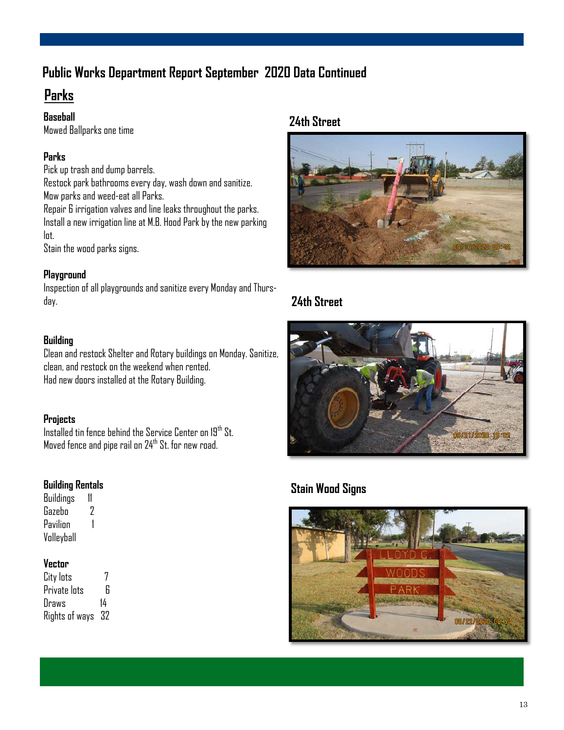# Public Works Department Report September 2020 Data Continued

## Parks

### Baseball

Mowed Ballparks one time

### Parks

Pick up trash and dump barrels.
Restock park bathrooms every day, wash down and sanitize.
Mow parks and weed-eat all Parks.
Repair 6 irrigation valves and line leaks throughout the parks.
Install a new irrigation line at M.B. Hood Park by the new parking lot.
Stain the wood parks signs.

### Playground

Inspection of all playgrounds and sanitize every Monday and Thursday.

### Building

Clean and restock Shelter and Rotary buildings on Monday. Sanitize, clean, and restock on the weekend when rented.
Had new doors installed at the Rotary Building.

### Projects

Installed tin fence behind the Service Center on 19th St.
Moved fence and pipe rail on 24th St. for new road.

### Building Rentals

| | |
|---|---|
| Buildings | 11 |
| Gazebo | 2 |
| Pavilion | 1 |
| Volleyball | |

### Vector

| | |
|---|---|
| City lots | 7 |
| Private lots | 6 |
| Draws | 14 |
| Rights of ways | 32 |

### 24th Street

### 24th Street

### Stain Wood Signs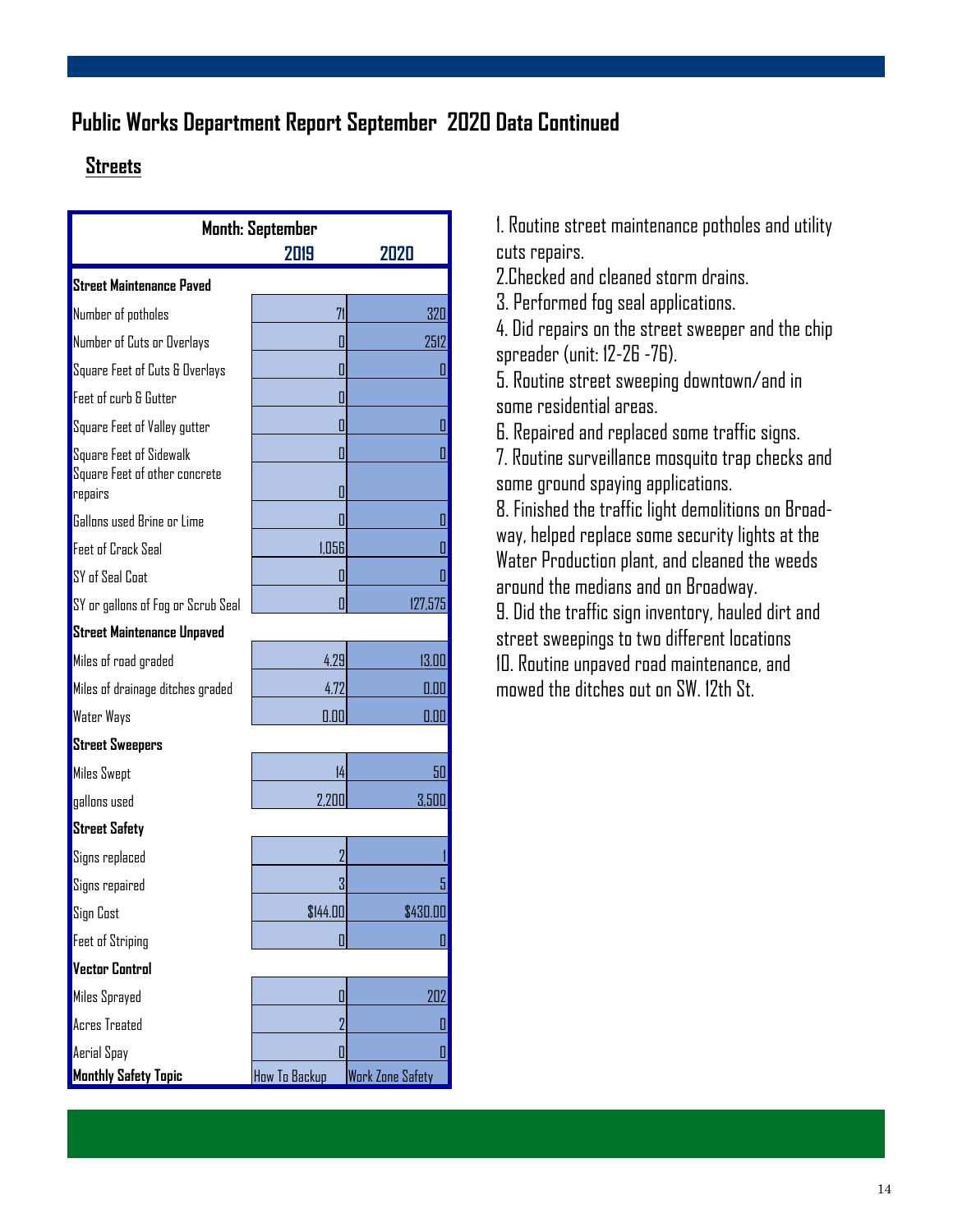## Public Works Department Report September 2020 Data Continued

### Streets

| Month: September | 2019 | 2020 |
|---|---|---|
| **Street Maintenance Paved** | | |
| Number of potholes | 71 | 320 |
| Number of Cuts or Overlays | 0 | 2512 |
| Square Feet of Cuts & Overlays | 0 | 0 |
| Feet of curb & Gutter | 0 | |
| Square Feet of Valley gutter | 0 | 0 |
| Square Feet of Sidewalk | 0 | 0 |
| Square Feet of other concrete repairs | 0 | |
| Gallons used Brine or Lime | 0 | 0 |
| Feet of Crack Seal | 1,056 | 0 |
| SY of Seal Coat | 0 | 0 |
| SY or gallons of Fog or Scrub Seal | 0 | 127,575 |
| **Street Maintenance Unpaved** | | |
| Miles of road graded | 4.29 | 13.00 |
| Miles of drainage ditches graded | 4.72 | 0.00 |
| Water Ways | 0.00 | 0.00 |
| **Street Sweepers** | | |
| Miles Swept | 14 | 50 |
| gallons used | 2,200 | 3,500 |
| **Street Safety** | | |
| Signs replaced | 2 | 1 |
| Signs repaired | 3 | 5 |
| Sign Cost | $144.00 | $430.00 |
| Feet of Striping | 0 | 0 |
| **Vector Control** | | |
| Miles Sprayed | 0 | 202 |
| Acres Treated | 2 | 0 |
| Aerial Spay | 0 | 0 |
| **Monthly Safety Topic** | How To Backup | Work Zone Safety |

1. Routine street maintenance potholes and utility cuts repairs.
2. Checked and cleaned storm drains.
3. Performed fog seal applications.
4. Did repairs on the street sweeper and the chip spreader (unit: 12-26 -76).
5. Routine street sweeping downtown/and in some residential areas.
6. Repaired and replaced some traffic signs.
7. Routine surveillance mosquito trap checks and some ground spaying applications.
8. Finished the traffic light demolitions on Broadway, helped replace some security lights at the Water Production plant, and cleaned the weeds around the medians and on Broadway.
9. Did the traffic sign inventory, hauled dirt and street sweepings to two different locations
10. Routine unpaved road maintenance, and mowed the ditches out on SW. 12th St.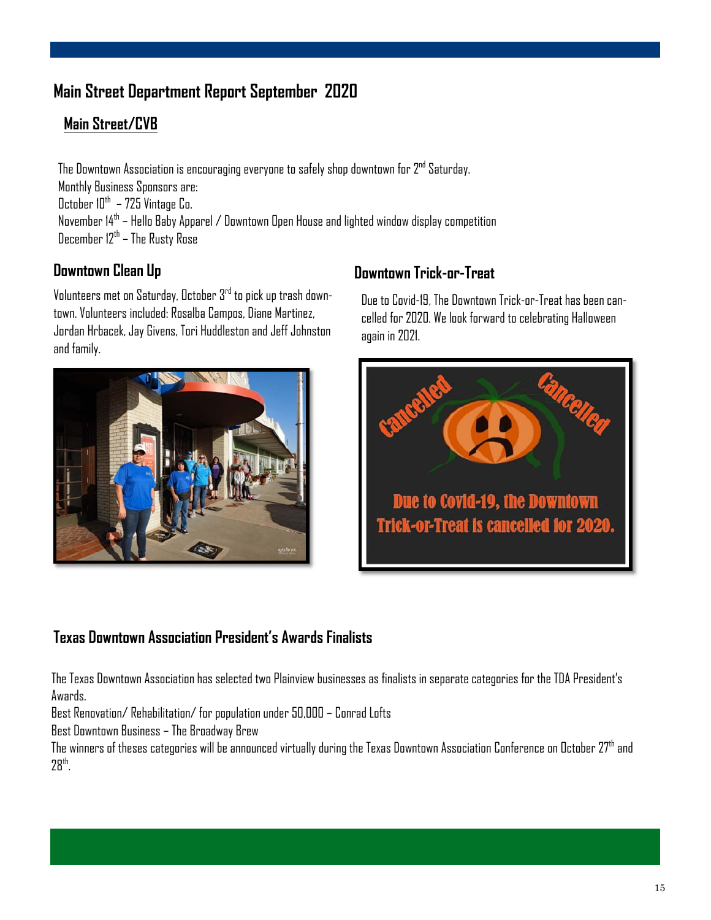# Main Street Department Report September 2020

## Main Street/CVB

The Downtown Association is encouraging everyone to safely shop downtown for 2nd Saturday.
Monthly Business Sponsors are:
October 10th – 725 Vintage Co.
November 14th – Hello Baby Apparel / Downtown Open House and lighted window display competition
December 12th – The Rusty Rose

## Downtown Clean Up

Volunteers met on Saturday, October 3rd to pick up trash downtown. Volunteers included: Rosalba Campos, Diane Martinez, Jordan Hrbacek, Jay Givens, Tori Huddleston and Jeff Johnston and family.

## Downtown Trick-or-Treat

Due to Covid-19, The Downtown Trick-or-Treat has been cancelled for 2020. We look forward to celebrating Halloween again in 2021.

## Texas Downtown Association President's Awards Finalists

The Texas Downtown Association has selected two Plainview businesses as finalists in separate categories for the TDA President's Awards.
Best Renovation/ Rehabilitation/ for population under 50,000 – Conrad Lofts
Best Downtown Business – The Broadway Brew
The winners of theses categories will be announced virtually during the Texas Downtown Association Conference on October 27th and 28th.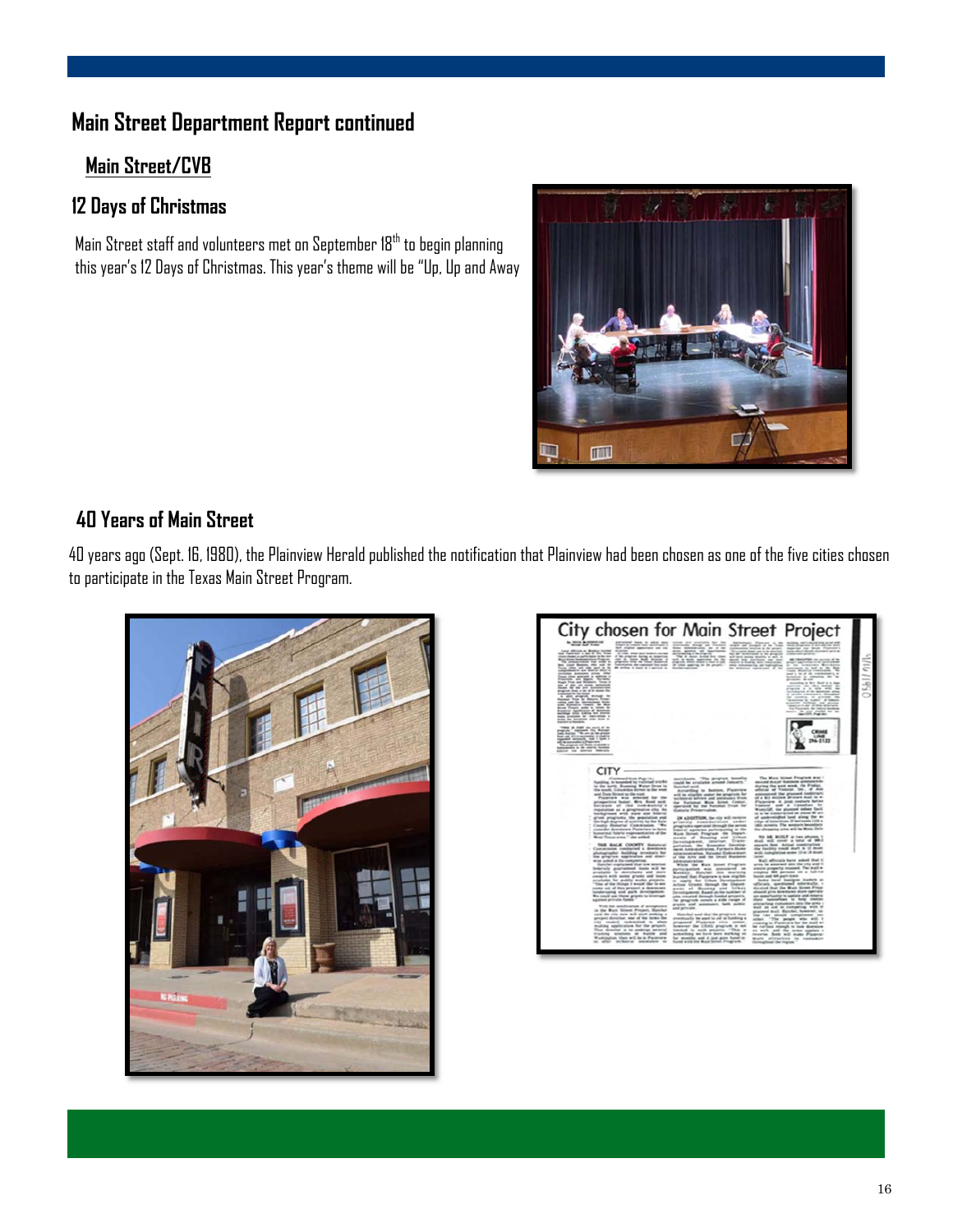## Main Street Department Report continued

### Main Street/CVB

### 12 Days of Christmas

Main Street staff and volunteers met on September 18th to begin planning this year's 12 Days of Christmas. This year's theme will be "Up, Up and Away

### 40 Years of Main Street

40 years ago (Sept. 16, 1980), the Plainview Herald published the notification that Plainview had been chosen as one of the five cities chosen to participate in the Texas Main Street Program.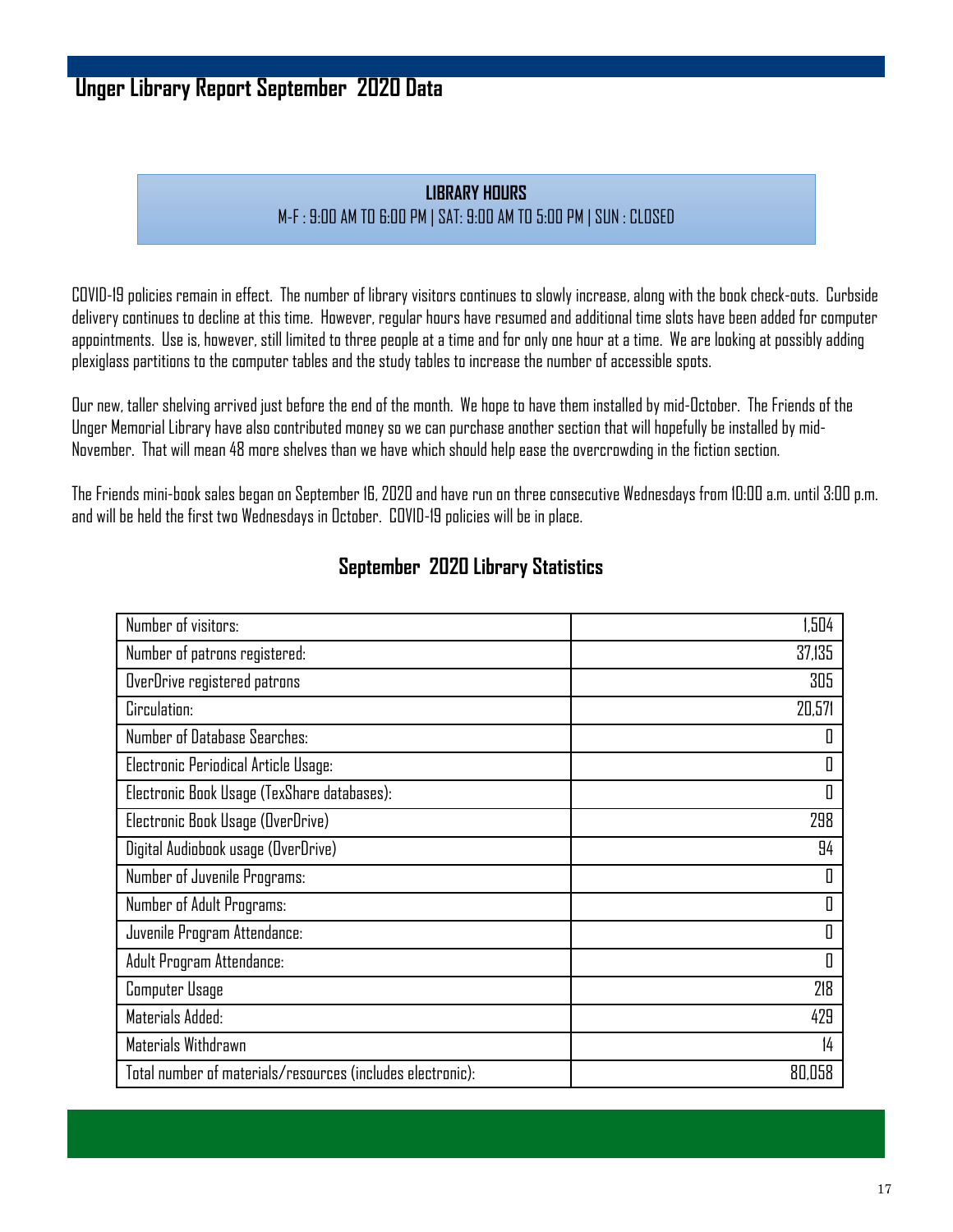# Unger Library Report September 2020 Data

**LIBRARY HOURS**

M-F : 9:00 AM TO 6:00 PM | SAT: 9:00 AM TO 5:00 PM | SUN : CLOSED

COVID-19 policies remain in effect. The number of library visitors continues to slowly increase, along with the book check-outs. Curbside delivery continues to decline at this time. However, regular hours have resumed and additional time slots have been added for computer appointments. Use is, however, still limited to three people at a time and for only one hour at a time. We are looking at possibly adding plexiglass partitions to the computer tables and the study tables to increase the number of accessible spots.

Our new, taller shelving arrived just before the end of the month. We hope to have them installed by mid-October. The Friends of the Unger Memorial Library have also contributed money so we can purchase another section that will hopefully be installed by mid-November. That will mean 48 more shelves than we have which should help ease the overcrowding in the fiction section.

The Friends mini-book sales began on September 16, 2020 and have run on three consecutive Wednesdays from 10:00 a.m. until 3:00 p.m. and will be held the first two Wednesdays in October. COVID-19 policies will be in place.

## September 2020 Library Statistics

| | |
|---|---|
| Number of visitors: | 1,504 |
| Number of patrons registered: | 37,135 |
| OverDrive registered patrons | 305 |
| Circulation: | 20,571 |
| Number of Database Searches: | 0 |
| Electronic Periodical Article Usage: | 0 |
| Electronic Book Usage (TexShare databases): | 0 |
| Electronic Book Usage (OverDrive) | 298 |
| Digital Audiobook usage (OverDrive) | 94 |
| Number of Juvenile Programs: | 0 |
| Number of Adult Programs: | 0 |
| Juvenile Program Attendance: | 0 |
| Adult Program Attendance: | 0 |
| Computer Usage | 218 |
| Materials Added: | 429 |
| Materials Withdrawn | 14 |
| Total number of materials/resources (includes electronic): | 80,058 |